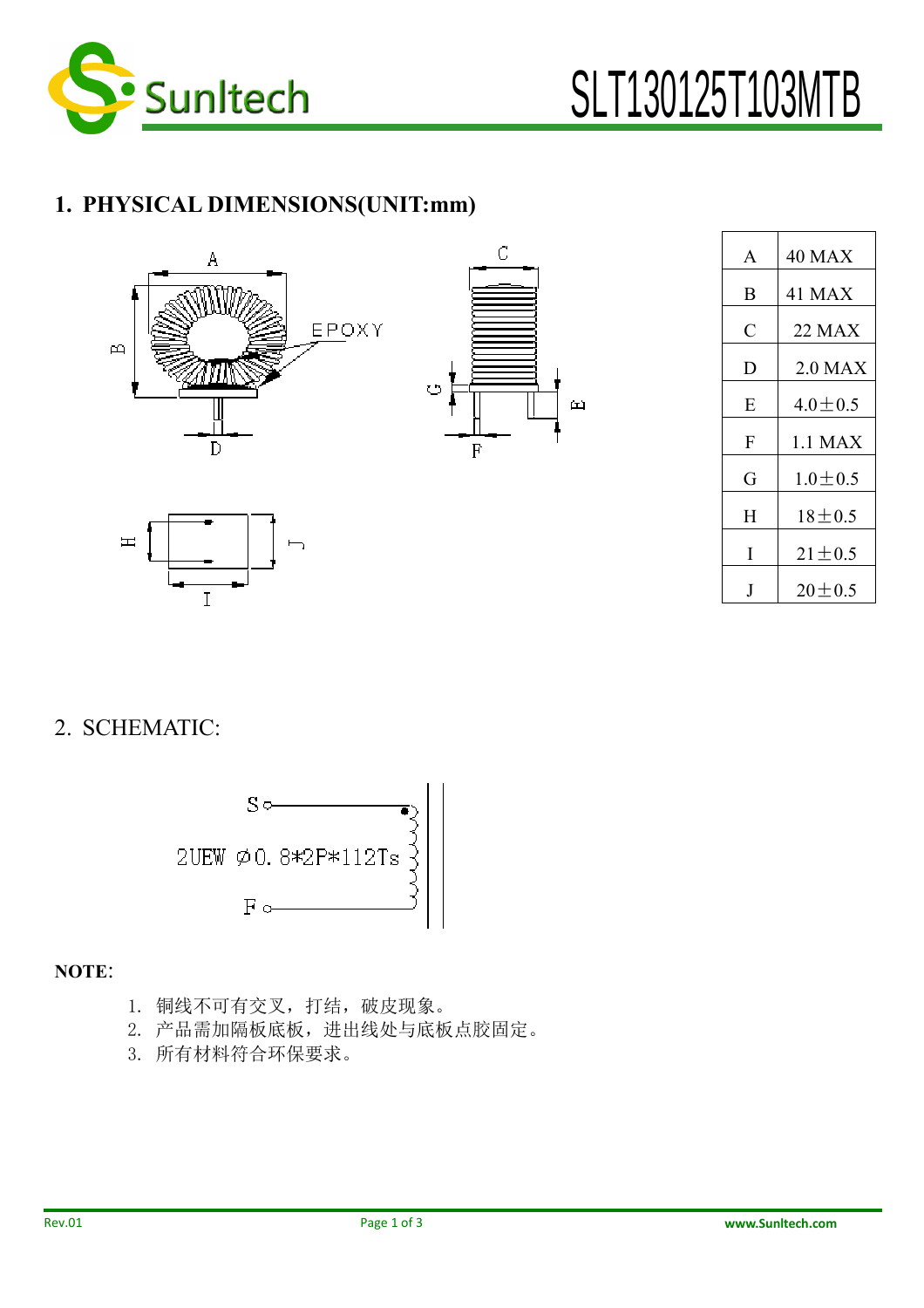# SLT130125T103MTB

## 1. PHYSICAL DIMENSIONS(UNIT:mm)

| | |
|---|---|
| A | 40 MAX |
| B | 41 MAX |
| C | 22 MAX |
| D | 2.0 MAX |
| E | 4.0±0.5 |
| F | 1.1 MAX |
| G | 1.0±0.5 |
| H | 18±0.5 |
| I | 21±0.5 |
| J | 20±0.5 |

## 2. SCHEMATIC:

S

2UEW ∅0.8*2P*112Ts

F

**NOTE**:

1. 铜线不可有交叉，打结，破皮现象。
2. 产品需加隔板底板，进出线处与底板点胶固定。
3. 所有材料符合环保要求。

Rev.01 www.Sunltech.com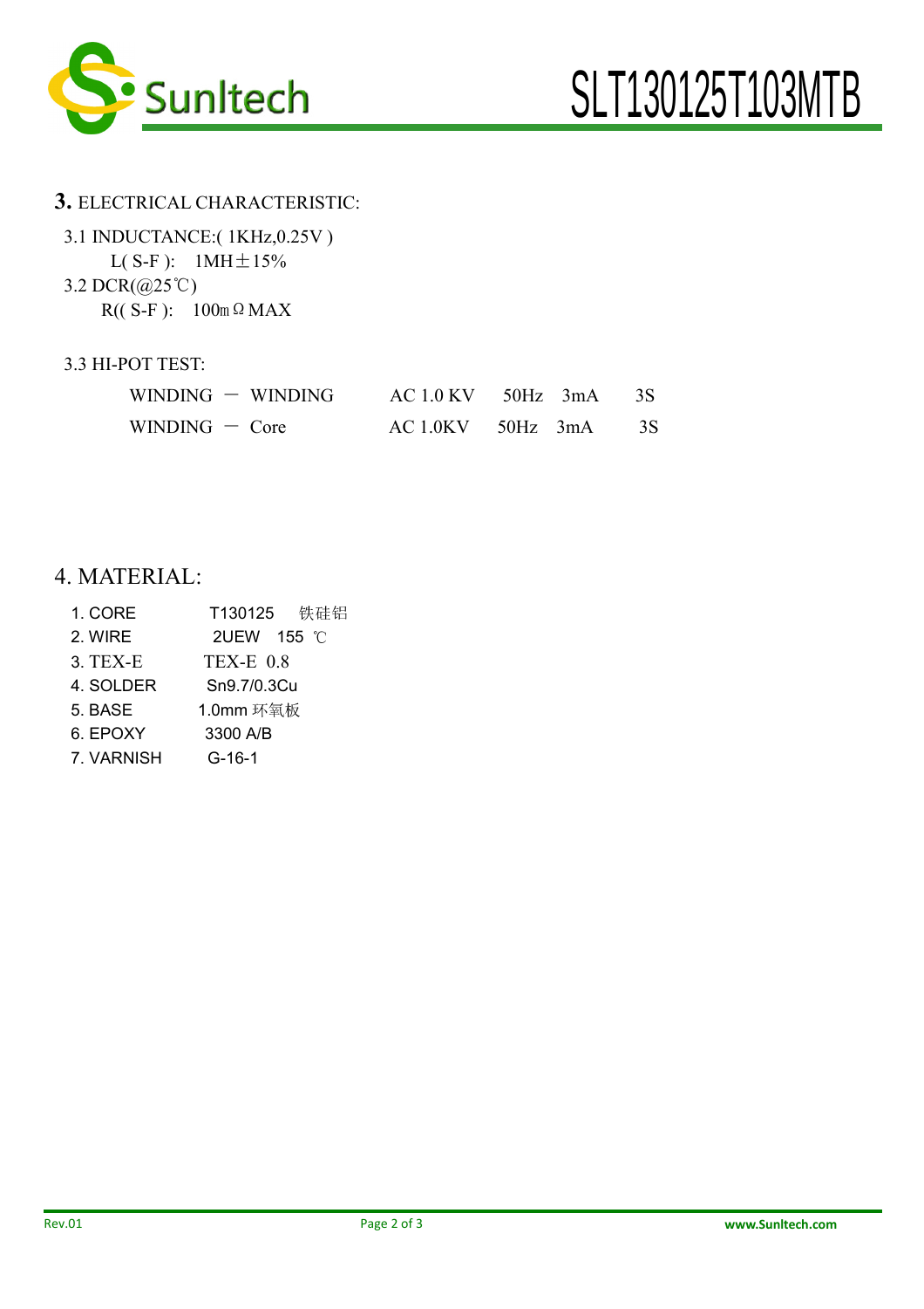## 3. ELECTRICAL CHARACTERISTIC:

3.1 INDUCTANCE:( 1KHz,0.25V )

L( S-F ): 1MH±15%

3.2 DCR(@25℃)

R(( S-F ): 100mΩMAX

3.3 HI-POT TEST:

| | | | | |
|---|---|---|---|---|
| WINDING － WINDING | AC 1.0 KV | 50Hz | 3mA | 3S |
| WINDING － Core | AC 1.0KV | 50Hz | 3mA | 3S |

## 4. MATERIAL:

| | |
|---|---|
| 1. CORE | T130125 铁硅铝 |
| 2. WIRE | 2UEW 155 ℃ |
| 3. TEX-E | TEX-E 0.8 |
| 4. SOLDER | Sn9.7/0.3Cu |
| 5. BASE | 1.0mm 环氧板 |
| 6. EPOXY | 3300 A/B |
| 7. VARNISH | G-16-1 |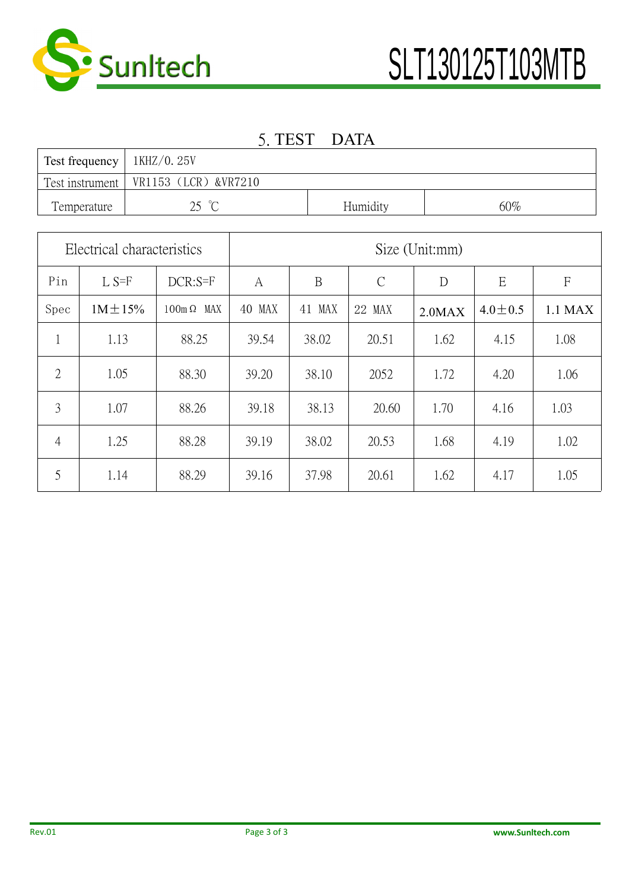## 5. TEST DATA

| | | | |
|---|---|---|---|
| Test frequency | 1KHZ/0. 25V | | |
| Test instrument | VR1153 (LCR) &VR7210 | | |
| Temperature | 25 ℃ | Humidity | 60% |

| Electrical characteristics | | | Size (Unit:mm) | | | | | |
|---|---|---|---|---|---|---|---|---|
| Pin | L S=F | DCR:S=F | A | B | C | D | E | F |
| Spec | 1M±15% | 100mΩ MAX | 40 MAX | 41 MAX | 22 MAX | 2.0MAX | 4.0±0.5 | 1.1 MAX |
| 1 | 1.13 | 88.25 | 39.54 | 38.02 | 20.51 | 1.62 | 4.15 | 1.08 |
| 2 | 1.05 | 88.30 | 39.20 | 38.10 | 2052 | 1.72 | 4.20 | 1.06 |
| 3 | 1.07 | 88.26 | 39.18 | 38.13 | 20.60 | 1.70 | 4.16 | 1.03 |
| 4 | 1.25 | 88.28 | 39.19 | 38.02 | 20.53 | 1.68 | 4.19 | 1.02 |
| 5 | 1.14 | 88.29 | 39.16 | 37.98 | 20.61 | 1.62 | 4.17 | 1.05 |